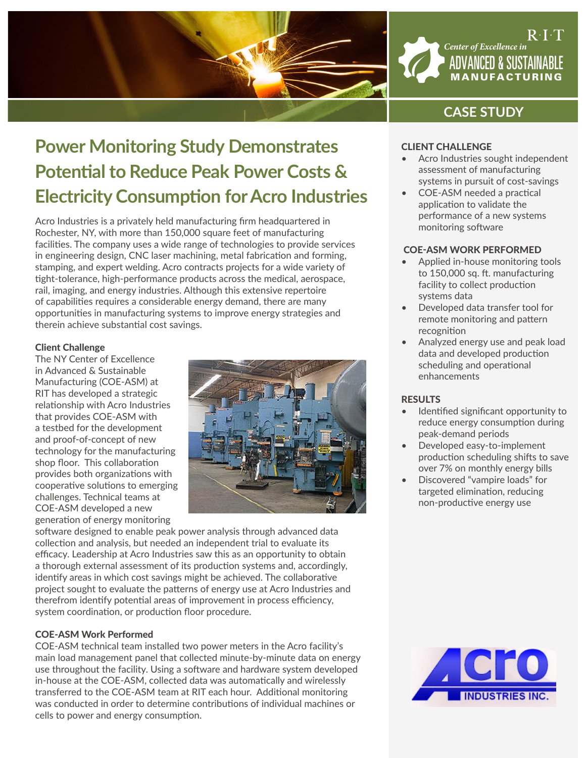R·I·T

Center of Excellence in ADVANCED & SUSTAINABLE MANUFACTURING

CASE STUDY

# Power Monitoring Study Demonstrates Potential to Reduce Peak Power Costs & Electricity Consumption for Acro Industries

Acro Industries is a privately held manufacturing firm headquartered in Rochester, NY, with more than 150,000 square feet of manufacturing facilities. The company uses a wide range of technologies to provide services in engineering design, CNC laser machining, metal fabrication and forming, stamping, and expert welding. Acro contracts projects for a wide variety of tight-tolerance, high-performance products across the medical, aerospace, rail, imaging, and energy industries. Although this extensive repertoire of capabilities requires a considerable energy demand, there are many opportunities in manufacturing systems to improve energy strategies and therein achieve substantial cost savings.

### Client Challenge

The NY Center of Excellence in Advanced & Sustainable Manufacturing (COE-ASM) at RIT has developed a strategic relationship with Acro Industries that provides COE-ASM with a testbed for the development and proof-of-concept of new technology for the manufacturing shop floor. This collaboration provides both organizations with cooperative solutions to emerging challenges. Technical teams at COE-ASM developed a new generation of energy monitoring software designed to enable peak power analysis through advanced data collection and analysis, but needed an independent trial to evaluate its efficacy. Leadership at Acro Industries saw this as an opportunity to obtain a thorough external assessment of its production systems and, accordingly, identify areas in which cost savings might be achieved. The collaborative project sought to evaluate the patterns of energy use at Acro Industries and therefrom identify potential areas of improvement in process efficiency, system coordination, or production floor procedure.

### COE-ASM Work Performed

COE-ASM technical team installed two power meters in the Acro facility's main load management panel that collected minute-by-minute data on energy use throughout the facility. Using a software and hardware system developed in-house at the COE-ASM, collected data was automatically and wirelessly transferred to the COE-ASM team at RIT each hour. Additional monitoring was conducted in order to determine contributions of individual machines or cells to power and energy consumption.

#### CLIENT CHALLENGE

- Acro Industries sought independent assessment of manufacturing systems in pursuit of cost-savings
- COE-ASM needed a practical application to validate the performance of a new systems monitoring software

#### COE-ASM WORK PERFORMED

- Applied in-house monitoring tools to 150,000 sq. ft. manufacturing facility to collect production systems data
- Developed data transfer tool for remote monitoring and pattern recognition
- Analyzed energy use and peak load data and developed production scheduling and operational enhancements

#### RESULTS

- Identified significant opportunity to reduce energy consumption during peak-demand periods
- Developed easy-to-implement production scheduling shifts to save over 7% on monthly energy bills
- Discovered "vampire loads" for targeted elimination, reducing non-productive energy use

Acro INDUSTRIES INC.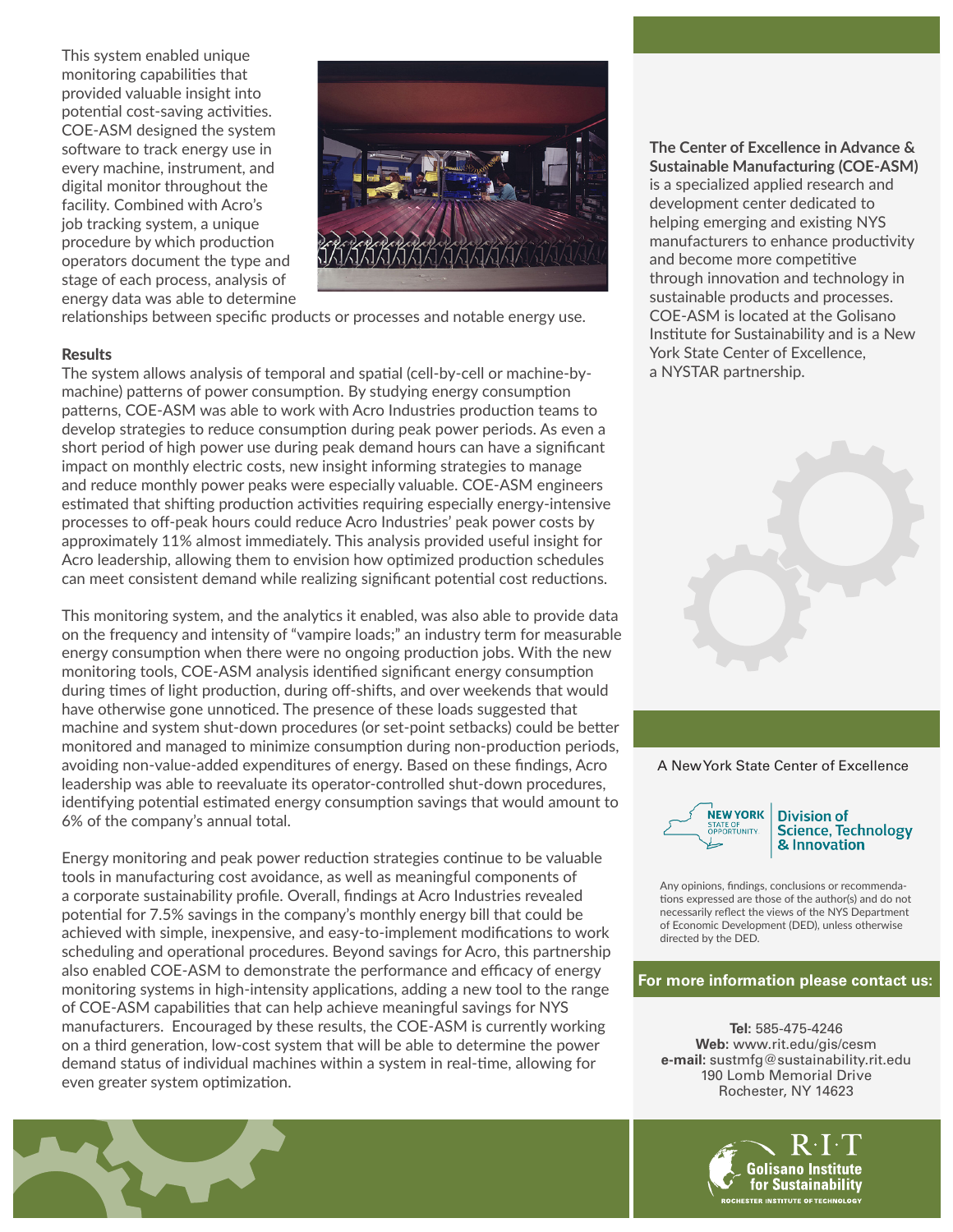This system enabled unique monitoring capabilities that provided valuable insight into potential cost-saving activities. COE-ASM designed the system software to track energy use in every machine, instrument, and digital monitor throughout the facility. Combined with Acro's job tracking system, a unique procedure by which production operators document the type and stage of each process, analysis of energy data was able to determine relationships between specific products or processes and notable energy use.

### Results

The system allows analysis of temporal and spatial (cell-by-cell or machine-by-machine) patterns of power consumption. By studying energy consumption patterns, COE-ASM was able to work with Acro Industries production teams to develop strategies to reduce consumption during peak power periods. As even a short period of high power use during peak demand hours can have a significant impact on monthly electric costs, new insight informing strategies to manage and reduce monthly power peaks were especially valuable. COE-ASM engineers estimated that shifting production activities requiring especially energy-intensive processes to off-peak hours could reduce Acro Industries' peak power costs by approximately 11% almost immediately. This analysis provided useful insight for Acro leadership, allowing them to envision how optimized production schedules can meet consistent demand while realizing significant potential cost reductions.

This monitoring system, and the analytics it enabled, was also able to provide data on the frequency and intensity of "vampire loads;" an industry term for measurable energy consumption when there were no ongoing production jobs. With the new monitoring tools, COE-ASM analysis identified significant energy consumption during times of light production, during off-shifts, and over weekends that would have otherwise gone unnoticed. The presence of these loads suggested that machine and system shut-down procedures (or set-point setbacks) could be better monitored and managed to minimize consumption during non-production periods, avoiding non-value-added expenditures of energy. Based on these findings, Acro leadership was able to reevaluate its operator-controlled shut-down procedures, identifying potential estimated energy consumption savings that would amount to 6% of the company's annual total.

Energy monitoring and peak power reduction strategies continue to be valuable tools in manufacturing cost avoidance, as well as meaningful components of a corporate sustainability profile. Overall, findings at Acro Industries revealed potential for 7.5% savings in the company's monthly energy bill that could be achieved with simple, inexpensive, and easy-to-implement modifications to work scheduling and operational procedures. Beyond savings for Acro, this partnership also enabled COE-ASM to demonstrate the performance and efficacy of energy monitoring systems in high-intensity applications, adding a new tool to the range of COE-ASM capabilities that can help achieve meaningful savings for NYS manufacturers. Encouraged by these results, the COE-ASM is currently working on a third generation, low-cost system that will be able to determine the power demand status of individual machines within a system in real-time, allowing for even greater system optimization.

**The Center of Excellence in Advance & Sustainable Manufacturing (COE-ASM)** is a specialized applied research and development center dedicated to helping emerging and existing NYS manufacturers to enhance productivity and become more competitive through innovation and technology in sustainable products and processes. COE-ASM is located at the Golisano Institute for Sustainability and is a New York State Center of Excellence, a NYSTAR partnership.

A New York State Center of Excellence

NEW YORK STATE OF OPPORTUNITY | Division of Science, Technology & Innovation

Any opinions, findings, conclusions or recommendations expressed are those of the author(s) and do not necessarily reflect the views of the NYS Department of Economic Development (DED), unless otherwise directed by the DED.

**For more information please contact us:**

**Tel:** 585-475-4246
**Web:** www.rit.edu/gis/cesm
**e-mail:** sustmfg@sustainability.rit.edu
190 Lomb Memorial Drive
Rochester, NY 14623

R·I·T Golisano Institute for Sustainability
ROCHESTER INSTITUTE OF TECHNOLOGY